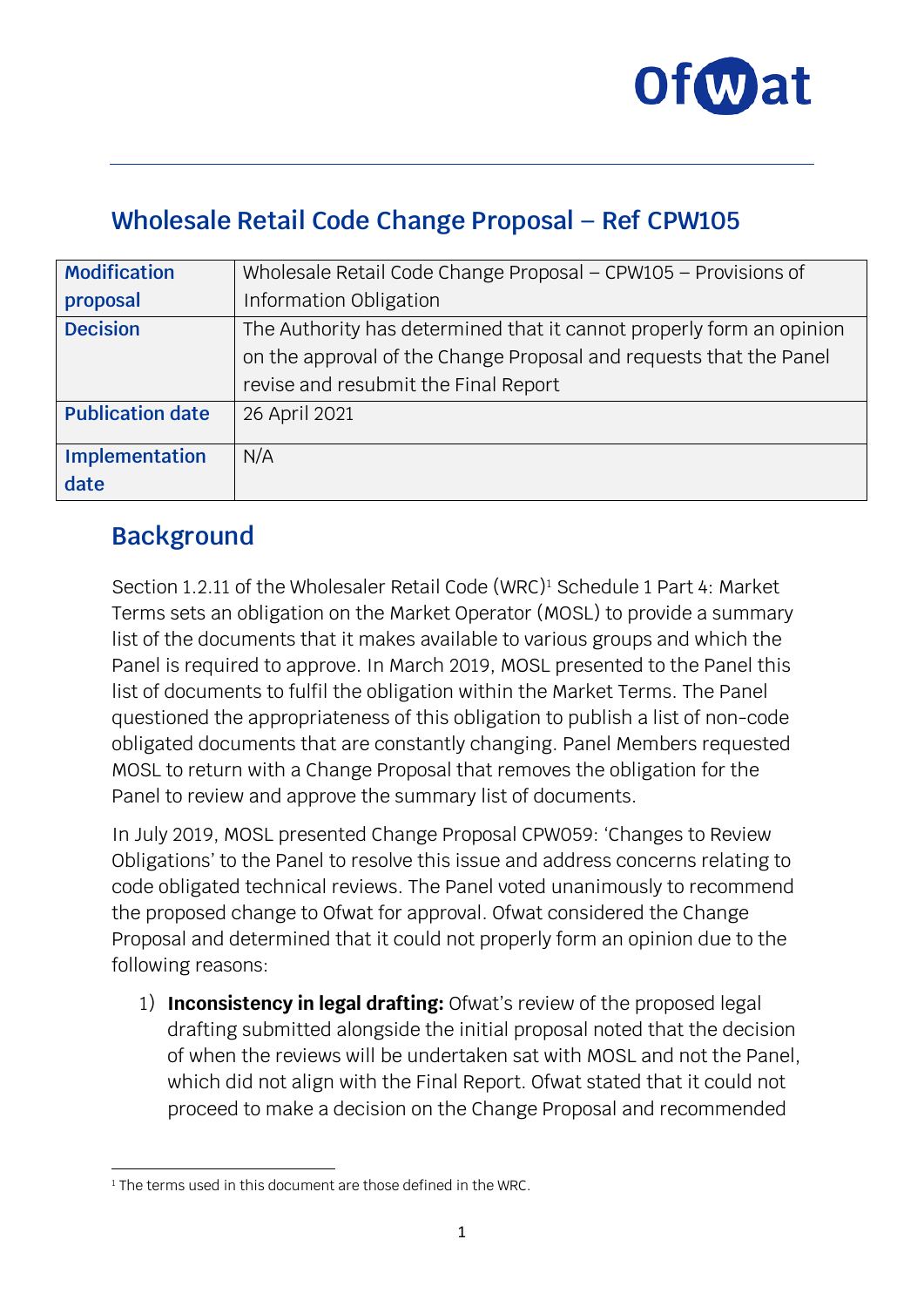## Wholesale Retail Code Change Proposal – Ref CPW105

| **Modification proposal** | Wholesale Retail Code Change Proposal – CPW105 – Provisions of Information Obligation |
|---|---|
| **Decision** | The Authority has determined that it cannot properly form an opinion on the approval of the Change Proposal and requests that the Panel revise and resubmit the Final Report |
| **Publication date** | 26 April 2021 |
| **Implementation date** | N/A |

## Background

Section 1.2.11 of the Wholesaler Retail Code (WRC)[1] Schedule 1 Part 4: Market Terms sets an obligation on the Market Operator (MOSL) to provide a summary list of the documents that it makes available to various groups and which the Panel is required to approve. In March 2019, MOSL presented to the Panel this list of documents to fulfil the obligation within the Market Terms. The Panel questioned the appropriateness of this obligation to publish a list of non-code obligated documents that are constantly changing. Panel Members requested MOSL to return with a Change Proposal that removes the obligation for the Panel to review and approve the summary list of documents.

In July 2019, MOSL presented Change Proposal CPW059: 'Changes to Review Obligations' to the Panel to resolve this issue and address concerns relating to code obligated technical reviews. The Panel voted unanimously to recommend the proposed change to Ofwat for approval. Ofwat considered the Change Proposal and determined that it could not properly form an opinion due to the following reasons:

1) **Inconsistency in legal drafting:** Ofwat's review of the proposed legal drafting submitted alongside the initial proposal noted that the decision of when the reviews will be undertaken sat with MOSL and not the Panel, which did not align with the Final Report. Ofwat stated that it could not proceed to make a decision on the Change Proposal and recommended

[1] The terms used in this document are those defined in the WRC.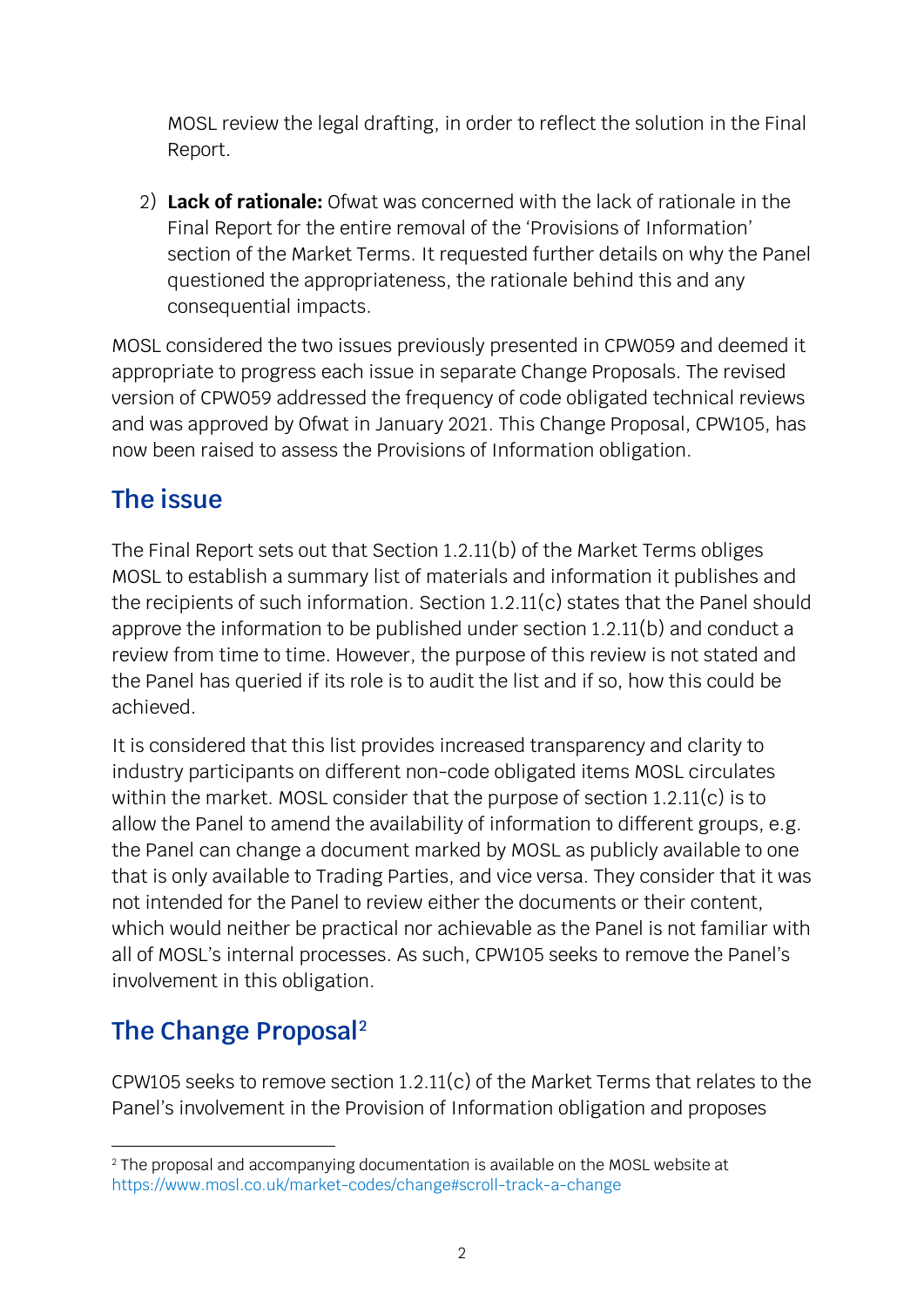MOSL review the legal drafting, in order to reflect the solution in the Final Report.

2) **Lack of rationale:** Ofwat was concerned with the lack of rationale in the Final Report for the entire removal of the 'Provisions of Information' section of the Market Terms. It requested further details on why the Panel questioned the appropriateness, the rationale behind this and any consequential impacts.

MOSL considered the two issues previously presented in CPW059 and deemed it appropriate to progress each issue in separate Change Proposals. The revised version of CPW059 addressed the frequency of code obligated technical reviews and was approved by Ofwat in January 2021. This Change Proposal, CPW105, has now been raised to assess the Provisions of Information obligation.

## The issue

The Final Report sets out that Section 1.2.11(b) of the Market Terms obliges MOSL to establish a summary list of materials and information it publishes and the recipients of such information. Section 1.2.11(c) states that the Panel should approve the information to be published under section 1.2.11(b) and conduct a review from time to time. However, the purpose of this review is not stated and the Panel has queried if its role is to audit the list and if so, how this could be achieved.

It is considered that this list provides increased transparency and clarity to industry participants on different non-code obligated items MOSL circulates within the market. MOSL consider that the purpose of section 1.2.11(c) is to allow the Panel to amend the availability of information to different groups, e.g. the Panel can change a document marked by MOSL as publicly available to one that is only available to Trading Parties, and vice versa. They consider that it was not intended for the Panel to review either the documents or their content, which would neither be practical nor achievable as the Panel is not familiar with all of MOSL's internal processes. As such, CPW105 seeks to remove the Panel's involvement in this obligation.

## The Change Proposal[2]

CPW105 seeks to remove section 1.2.11(c) of the Market Terms that relates to the Panel's involvement in the Provision of Information obligation and proposes

[2] The proposal and accompanying documentation is available on the MOSL website at https://www.mosl.co.uk/market-codes/change#scroll-track-a-change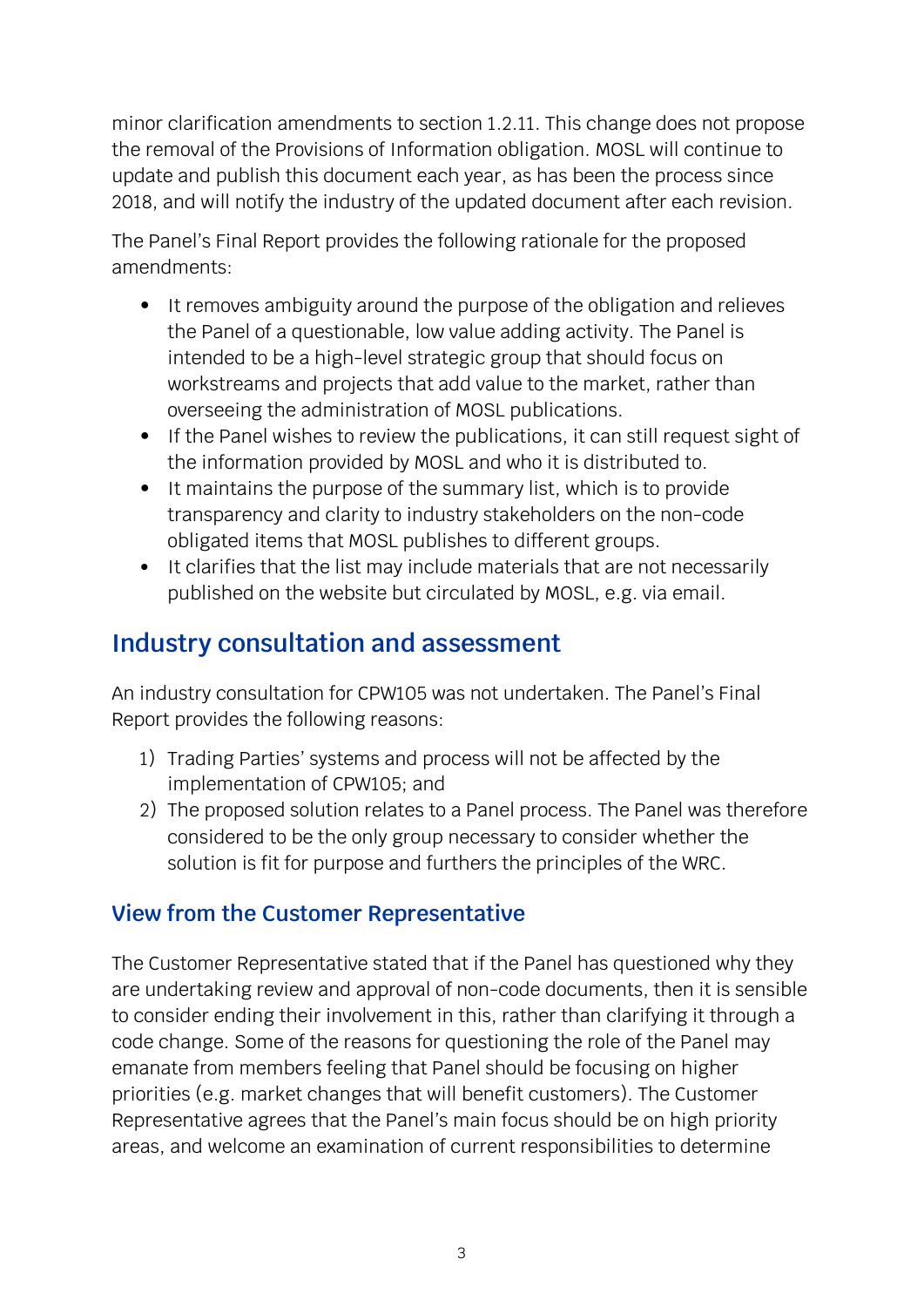minor clarification amendments to section 1.2.11. This change does not propose the removal of the Provisions of Information obligation. MOSL will continue to update and publish this document each year, as has been the process since 2018, and will notify the industry of the updated document after each revision.

The Panel's Final Report provides the following rationale for the proposed amendments:

- It removes ambiguity around the purpose of the obligation and relieves the Panel of a questionable, low value adding activity. The Panel is intended to be a high-level strategic group that should focus on workstreams and projects that add value to the market, rather than overseeing the administration of MOSL publications.
- If the Panel wishes to review the publications, it can still request sight of the information provided by MOSL and who it is distributed to.
- It maintains the purpose of the summary list, which is to provide transparency and clarity to industry stakeholders on the non-code obligated items that MOSL publishes to different groups.
- It clarifies that the list may include materials that are not necessarily published on the website but circulated by MOSL, e.g. via email.

## Industry consultation and assessment

An industry consultation for CPW105 was not undertaken. The Panel's Final Report provides the following reasons:

1) Trading Parties' systems and process will not be affected by the implementation of CPW105; and
2) The proposed solution relates to a Panel process. The Panel was therefore considered to be the only group necessary to consider whether the solution is fit for purpose and furthers the principles of the WRC.

### View from the Customer Representative

The Customer Representative stated that if the Panel has questioned why they are undertaking review and approval of non-code documents, then it is sensible to consider ending their involvement in this, rather than clarifying it through a code change. Some of the reasons for questioning the role of the Panel may emanate from members feeling that Panel should be focusing on higher priorities (e.g. market changes that will benefit customers). The Customer Representative agrees that the Panel's main focus should be on high priority areas, and welcome an examination of current responsibilities to determine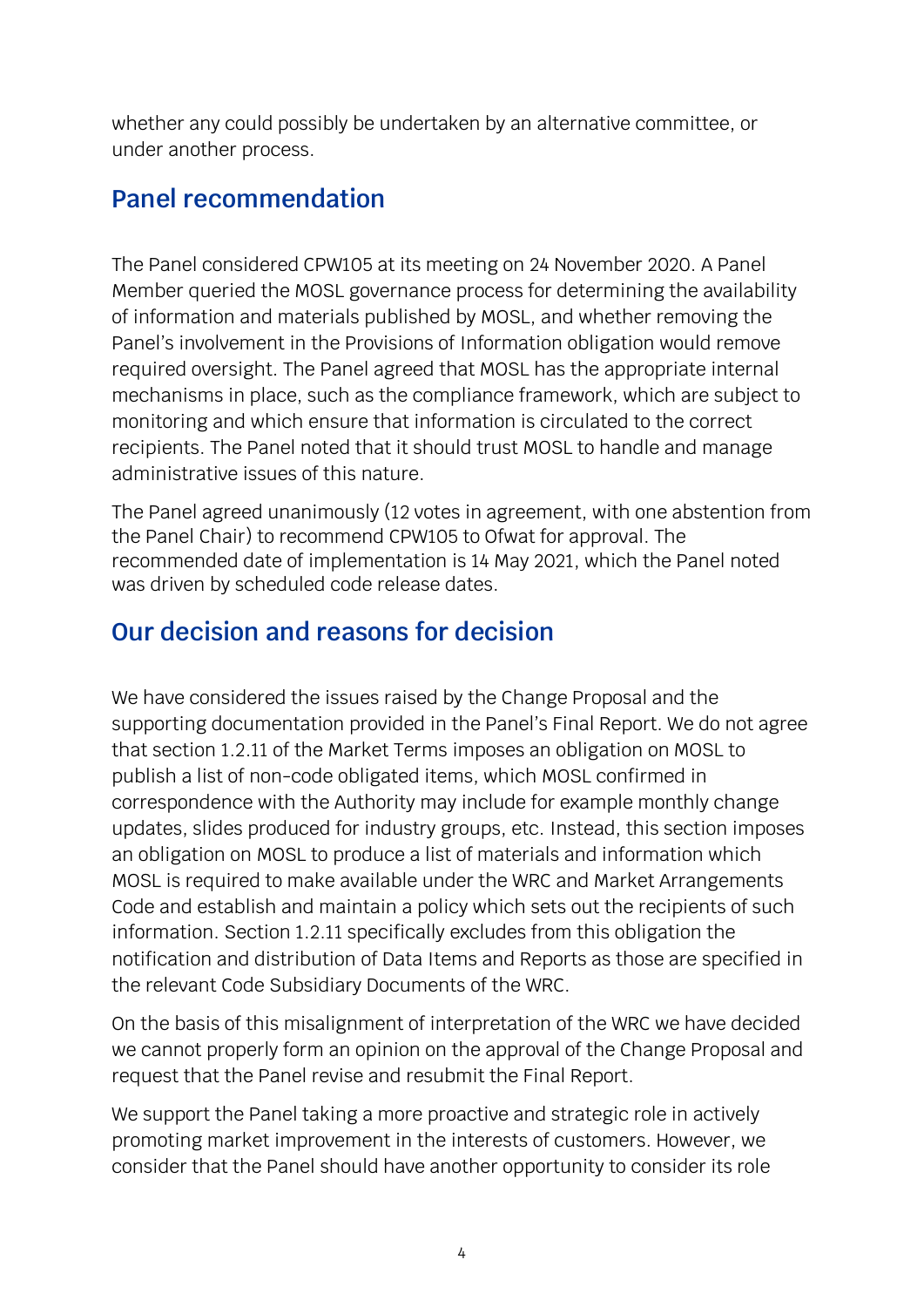whether any could possibly be undertaken by an alternative committee, or under another process.

## Panel recommendation

The Panel considered CPW105 at its meeting on 24 November 2020. A Panel Member queried the MOSL governance process for determining the availability of information and materials published by MOSL, and whether removing the Panel's involvement in the Provisions of Information obligation would remove required oversight. The Panel agreed that MOSL has the appropriate internal mechanisms in place, such as the compliance framework, which are subject to monitoring and which ensure that information is circulated to the correct recipients. The Panel noted that it should trust MOSL to handle and manage administrative issues of this nature.

The Panel agreed unanimously (12 votes in agreement, with one abstention from the Panel Chair) to recommend CPW105 to Ofwat for approval. The recommended date of implementation is 14 May 2021, which the Panel noted was driven by scheduled code release dates.

## Our decision and reasons for decision

We have considered the issues raised by the Change Proposal and the supporting documentation provided in the Panel's Final Report. We do not agree that section 1.2.11 of the Market Terms imposes an obligation on MOSL to publish a list of non-code obligated items, which MOSL confirmed in correspondence with the Authority may include for example monthly change updates, slides produced for industry groups, etc. Instead, this section imposes an obligation on MOSL to produce a list of materials and information which MOSL is required to make available under the WRC and Market Arrangements Code and establish and maintain a policy which sets out the recipients of such information. Section 1.2.11 specifically excludes from this obligation the notification and distribution of Data Items and Reports as those are specified in the relevant Code Subsidiary Documents of the WRC.

On the basis of this misalignment of interpretation of the WRC we have decided we cannot properly form an opinion on the approval of the Change Proposal and request that the Panel revise and resubmit the Final Report.

We support the Panel taking a more proactive and strategic role in actively promoting market improvement in the interests of customers. However, we consider that the Panel should have another opportunity to consider its role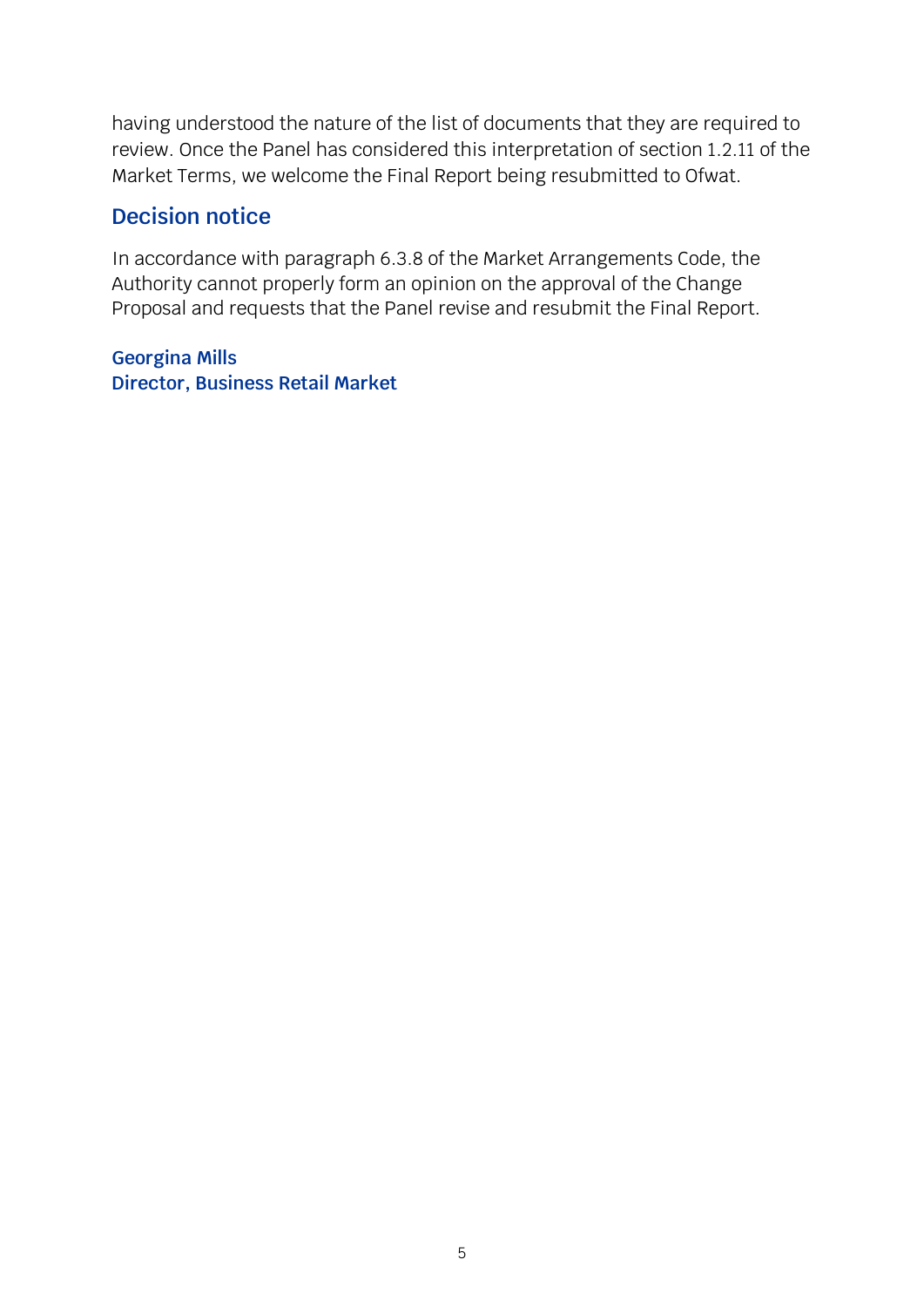having understood the nature of the list of documents that they are required to review. Once the Panel has considered this interpretation of section 1.2.11 of the Market Terms, we welcome the Final Report being resubmitted to Ofwat.

## Decision notice

In accordance with paragraph 6.3.8 of the Market Arrangements Code, the Authority cannot properly form an opinion on the approval of the Change Proposal and requests that the Panel revise and resubmit the Final Report.

**Georgina Mills**
**Director, Business Retail Market**